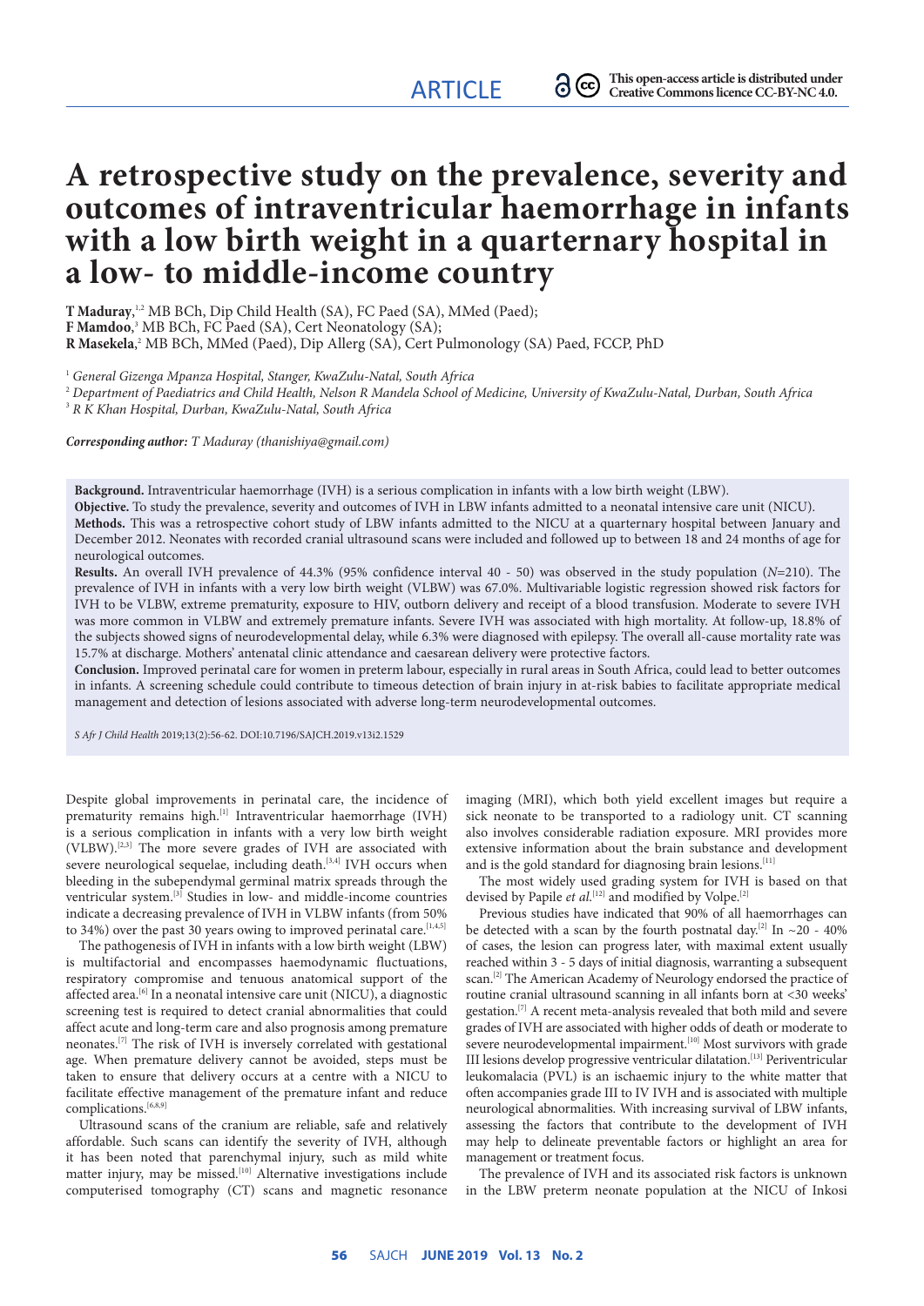ARTICLE

This open-access article is distributed under Creative Commons licence CC-BY-NC 4.0.

# A retrospective study on the prevalence, severity and outcomes of intraventricular haemorrhage in infants with a low birth weight in a quarternary hospital in a low- to middle-income country

**T Maduray**,[1,2] MB BCh, Dip Child Health (SA), FC Paed (SA), MMed (Paed);
**F Mamdoo**,[3] MB BCh, FC Paed (SA), Cert Neonatology (SA);
**R Masekela**,[2] MB BCh, MMed (Paed), Dip Allerg (SA), Cert Pulmonology (SA) Paed, FCCP, PhD

[1] *General Gizenga Mpanza Hospital, Stanger, KwaZulu-Natal, South Africa*
[2] *Department of Paediatrics and Child Health, Nelson R Mandela School of Medicine, University of KwaZulu-Natal, Durban, South Africa*
[3] *R K Khan Hospital, Durban, KwaZulu-Natal, South Africa*

***Corresponding author:*** *T Maduray (thanishiya@gmail.com)*

**Background.** Intraventricular haemorrhage (IVH) is a serious complication in infants with a low birth weight (LBW).

**Objective.** To study the prevalence, severity and outcomes of IVH in LBW infants admitted to a neonatal intensive care unit (NICU).

**Methods.** This was a retrospective cohort study of LBW infants admitted to the NICU at a quarternary hospital between January and December 2012. Neonates with recorded cranial ultrasound scans were included and followed up to between 18 and 24 months of age for neurological outcomes.

**Results.** An overall IVH prevalence of 44.3% (95% confidence interval 40 - 50) was observed in the study population (*N*=210). The prevalence of IVH in infants with a very low birth weight (VLBW) was 67.0%. Multivariable logistic regression showed risk factors for IVH to be VLBW, extreme prematurity, exposure to HIV, outborn delivery and receipt of a blood transfusion. Moderate to severe IVH was more common in VLBW and extremely premature infants. Severe IVH was associated with high mortality. At follow-up, 18.8% of the subjects showed signs of neurodevelopmental delay, while 6.3% were diagnosed with epilepsy. The overall all-cause mortality rate was 15.7% at discharge. Mothers' antenatal clinic attendance and caesarean delivery were protective factors.

**Conclusion.** Improved perinatal care for women in preterm labour, especially in rural areas in South Africa, could lead to better outcomes in infants. A screening schedule could contribute to timeous detection of brain injury in at-risk babies to facilitate appropriate medical management and detection of lesions associated with adverse long-term neurodevelopmental outcomes.

*S Afr J Child Health* 2019;13(2):56-62. DOI:10.7196/SAJCH.2019.v13i2.1529

Despite global improvements in perinatal care, the incidence of prematurity remains high.[1] Intraventricular haemorrhage (IVH) is a serious complication in infants with a very low birth weight (VLBW).[2,3] The more severe grades of IVH are associated with severe neurological sequelae, including death.[3,4] IVH occurs when bleeding in the subependymal germinal matrix spreads through the ventricular system.[3] Studies in low- and middle-income countries indicate a decreasing prevalence of IVH in VLBW infants (from 50% to 34%) over the past 30 years owing to improved perinatal care.[1,4,5]

The pathogenesis of IVH in infants with a low birth weight (LBW) is multifactorial and encompasses haemodynamic fluctuations, respiratory compromise and tenuous anatomical support of the affected area.[6] In a neonatal intensive care unit (NICU), a diagnostic screening test is required to detect cranial abnormalities that could affect acute and long-term care and also prognosis among premature neonates.[7] The risk of IVH is inversely correlated with gestational age. When premature delivery cannot be avoided, steps must be taken to ensure that delivery occurs at a centre with a NICU to facilitate effective management of the premature infant and reduce complications.[6,8,9]

Ultrasound scans of the cranium are reliable, safe and relatively affordable. Such scans can identify the severity of IVH, although it has been noted that parenchymal injury, such as mild white matter injury, may be missed.[10] Alternative investigations include computerised tomography (CT) scans and magnetic resonance imaging (MRI), which both yield excellent images but require a sick neonate to be transported to a radiology unit. CT scanning also involves considerable radiation exposure. MRI provides more extensive information about the brain substance and development and is the gold standard for diagnosing brain lesions.[11]

The most widely used grading system for IVH is based on that devised by Papile *et al.*[12] and modified by Volpe.[2]

Previous studies have indicated that 90% of all haemorrhages can be detected with a scan by the fourth postnatal day.[2] In ~20 - 40% of cases, the lesion can progress later, with maximal extent usually reached within 3 - 5 days of initial diagnosis, warranting a subsequent scan.[2] The American Academy of Neurology endorsed the practice of routine cranial ultrasound scanning in all infants born at <30 weeks' gestation.[7] A recent meta-analysis revealed that both mild and severe grades of IVH are associated with higher odds of death or moderate to severe neurodevelopmental impairment.[10] Most survivors with grade III lesions develop progressive ventricular dilatation.[13] Periventricular leukomalacia (PVL) is an ischaemic injury to the white matter that often accompanies grade III to IV IVH and is associated with multiple neurological abnormalities. With increasing survival of LBW infants, assessing the factors that contribute to the development of IVH may help to delineate preventable factors or highlight an area for management or treatment focus.

The prevalence of IVH and its associated risk factors is unknown in the LBW preterm neonate population at the NICU of Inkosi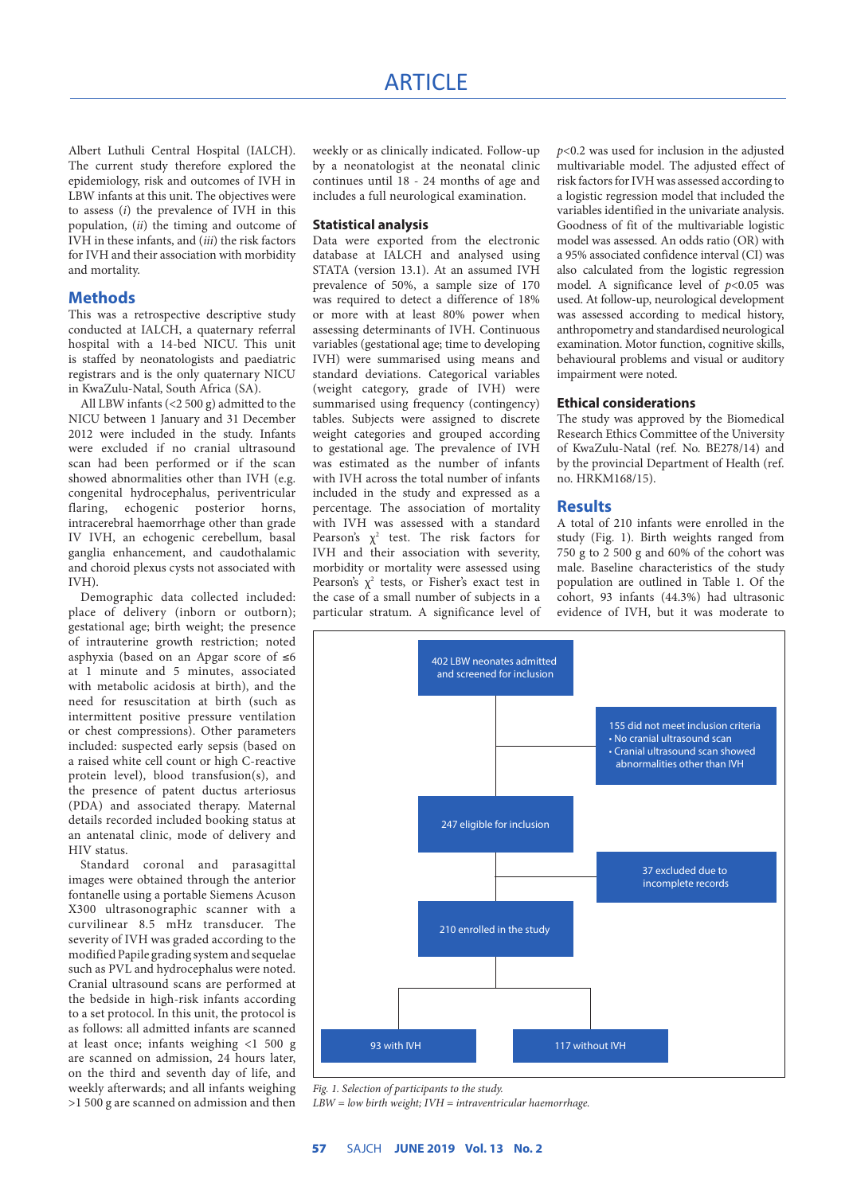Albert Luthuli Central Hospital (IALCH). The current study therefore explored the epidemiology, risk and outcomes of IVH in LBW infants at this unit. The objectives were to assess (*i*) the prevalence of IVH in this population, (*ii*) the timing and outcome of IVH in these infants, and (*iii*) the risk factors for IVH and their association with morbidity and mortality.

## Methods

This was a retrospective descriptive study conducted at IALCH, a quaternary referral hospital with a 14-bed NICU. This unit is staffed by neonatologists and paediatric registrars and is the only quaternary NICU in KwaZulu-Natal, South Africa (SA).

All LBW infants (<2 500 g) admitted to the NICU between 1 January and 31 December 2012 were included in the study. Infants were excluded if no cranial ultrasound scan had been performed or if the scan showed abnormalities other than IVH (e.g. congenital hydrocephalus, periventricular flaring, echogenic posterior horns, intracerebral haemorrhage other than grade IV IVH, an echogenic cerebellum, basal ganglia enhancement, and caudothalamic and choroid plexus cysts not associated with IVH).

Demographic data collected included: place of delivery (inborn or outborn); gestational age; birth weight; the presence of intrauterine growth restriction; noted asphyxia (based on an Apgar score of ≤6 at 1 minute and 5 minutes, associated with metabolic acidosis at birth), and the need for resuscitation at birth (such as intermittent positive pressure ventilation or chest compressions). Other parameters included: suspected early sepsis (based on a raised white cell count or high C-reactive protein level), blood transfusion(s), and the presence of patent ductus arteriosus (PDA) and associated therapy. Maternal details recorded included booking status at an antenatal clinic, mode of delivery and HIV status.

Standard coronal and parasagittal images were obtained through the anterior fontanelle using a portable Siemens Acuson X300 ultrasonographic scanner with a curvilinear 8.5 mHz transducer. The severity of IVH was graded according to the modified Papile grading system and sequelae such as PVL and hydrocephalus were noted. Cranial ultrasound scans are performed at the bedside in high-risk infants according to a set protocol. In this unit, the protocol is as follows: all admitted infants are scanned at least once; infants weighing <1 500 g are scanned on admission, 24 hours later, on the third and seventh day of life, and weekly afterwards; and all infants weighing >1 500 g are scanned on admission and then weekly or as clinically indicated. Follow-up by a neonatologist at the neonatal clinic continues until 18 - 24 months of age and includes a full neurological examination.

### Statistical analysis

Data were exported from the electronic database at IALCH and analysed using STATA (version 13.1). At an assumed IVH prevalence of 50%, a sample size of 170 was required to detect a difference of 18% or more with at least 80% power when assessing determinants of IVH. Continuous variables (gestational age; time to developing IVH) were summarised using means and standard deviations. Categorical variables (weight category, grade of IVH) were summarised using frequency (contingency) tables. Subjects were assigned to discrete weight categories and grouped according to gestational age. The prevalence of IVH was estimated as the number of infants with IVH across the total number of infants included in the study and expressed as a percentage. The association of mortality with IVH was assessed with a standard Pearson's $\chi^2$ test. The risk factors for IVH and their association with severity, morbidity or mortality were assessed using Pearson's $\chi^2$ tests, or Fisher's exact test in the case of a small number of subjects in a particular stratum. A significance level of $p<0.2$ was used for inclusion in the adjusted multivariable model. The adjusted effect of risk factors for IVH was assessed according to a logistic regression model that included the variables identified in the univariate analysis. Goodness of fit of the multivariable logistic model was assessed. An odds ratio (OR) with a 95% associated confidence interval (CI) was also calculated from the logistic regression model. A significance level of $p<0.05$ was used. At follow-up, neurological development was assessed according to medical history, anthropometry and standardised neurological examination. Motor function, cognitive skills, behavioural problems and visual or auditory impairment were noted.

### Ethical considerations

The study was approved by the Biomedical Research Ethics Committee of the University of KwaZulu-Natal (ref. No. BE278/14) and by the provincial Department of Health (ref. no. HRKM168/15).

## Results

A total of 210 infants were enrolled in the study (Fig. 1). Birth weights ranged from 750 g to 2 500 g and 60% of the cohort was male. Baseline characteristics of the study population are outlined in Table 1. Of the cohort, 93 infants (44.3%) had ultrasonic evidence of IVH, but it was moderate to

402 LBW neonates admitted and screened for inclusion

155 did not meet inclusion criteria
- No cranial ultrasound scan
- Cranial ultrasound scan showed abnormalities other than IVH

247 eligible for inclusion

37 excluded due to incomplete records

210 enrolled in the study

93 with IVH

117 without IVH

*Fig. 1. Selection of participants to the study.*
*LBW = low birth weight; IVH = intraventricular haemorrhage.*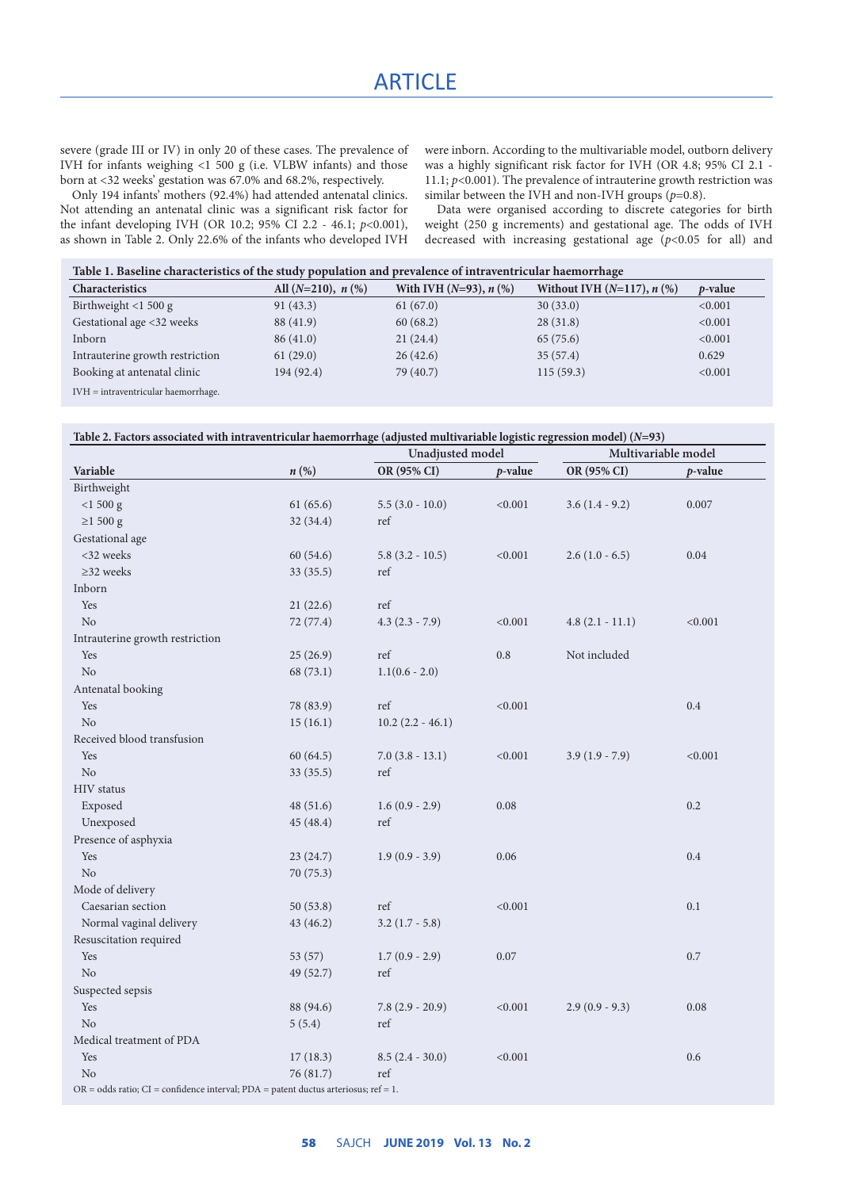severe (grade III or IV) in only 20 of these cases. The prevalence of IVH for infants weighing <1 500 g (i.e. VLBW infants) and those born at <32 weeks' gestation was 67.0% and 68.2%, respectively.

Only 194 infants' mothers (92.4%) had attended antenatal clinics. Not attending an antenatal clinic was a significant risk factor for the infant developing IVH (OR 10.2; 95% CI 2.2 - 46.1; $p<0.001$), as shown in Table 2. Only 22.6% of the infants who developed IVH were inborn. According to the multivariable model, outborn delivery was a highly significant risk factor for IVH (OR 4.8; 95% CI 2.1 - 11.1; $p<0.001$). The prevalence of intrauterine growth restriction was similar between the IVH and non-IVH groups ($p=0.8$).

Data were organised according to discrete categories for birth weight (250 g increments) and gestational age. The odds of IVH decreased with increasing gestational age ($p<0.05$ for all) and

**Table 1. Baseline characteristics of the study population and prevalence of intraventricular haemorrhage**

| Characteristics | All (*N*=210), *n* (%) | With IVH (*N*=93), *n* (%) | Without IVH (*N*=117), *n* (%) | *p*-value |
|---|---|---|---|---|
| Birthweight <1 500 g | 91 (43.3) | 61 (67.0) | 30 (33.0) | <0.001 |
| Gestational age <32 weeks | 88 (41.9) | 60 (68.2) | 28 (31.8) | <0.001 |
| Inborn | 86 (41.0) | 21 (24.4) | 65 (75.6) | <0.001 |
| Intrauterine growth restriction | 61 (29.0) | 26 (42.6) | 35 (57.4) | 0.629 |
| Booking at antenatal clinic | 194 (92.4) | 79 (40.7) | 115 (59.3) | <0.001 |

IVH = intraventricular haemorrhage.

**Table 2. Factors associated with intraventricular haemorrhage (adjusted multivariable logistic regression model) (*N*=93)**

| | | Unadjusted model | | Multivariable model | |
|---|---|---|---|---|---|
| **Variable** | ***n* (%)** | **OR (95% CI)** | ***p*-value** | **OR (95% CI)** | ***p*-value** |
| Birthweight | | | | | |
| <1 500 g | 61 (65.6) | 5.5 (3.0 - 10.0) | <0.001 | 3.6 (1.4 - 9.2) | 0.007 |
| ≥1 500 g | 32 (34.4) | ref | | | |
| Gestational age | | | | | |
| <32 weeks | 60 (54.6) | 5.8 (3.2 - 10.5) | <0.001 | 2.6 (1.0 - 6.5) | 0.04 |
| ≥32 weeks | 33 (35.5) | ref | | | |
| Inborn | | | | | |
| Yes | 21 (22.6) | ref | | | |
| No | 72 (77.4) | 4.3 (2.3 - 7.9) | <0.001 | 4.8 (2.1 - 11.1) | <0.001 |
| Intrauterine growth restriction | | | | | |
| Yes | 25 (26.9) | ref | 0.8 | Not included | |
| No | 68 (73.1) | 1.1(0.6 - 2.0) | | | |
| Antenatal booking | | | | | |
| Yes | 78 (83.9) | ref | <0.001 | | 0.4 |
| No | 15 (16.1) | 10.2 (2.2 - 46.1) | | | |
| Received blood transfusion | | | | | |
| Yes | 60 (64.5) | 7.0 (3.8 - 13.1) | <0.001 | 3.9 (1.9 - 7.9) | <0.001 |
| No | 33 (35.5) | ref | | | |
| HIV status | | | | | |
| Exposed | 48 (51.6) | 1.6 (0.9 - 2.9) | 0.08 | | 0.2 |
| Unexposed | 45 (48.4) | ref | | | |
| Presence of asphyxia | | | | | |
| Yes | 23 (24.7) | 1.9 (0.9 - 3.9) | 0.06 | | 0.4 |
| No | 70 (75.3) | | | | |
| Mode of delivery | | | | | |
| Caesarian section | 50 (53.8) | ref | <0.001 | | 0.1 |
| Normal vaginal delivery | 43 (46.2) | 3.2 (1.7 - 5.8) | | | |
| Resuscitation required | | | | | |
| Yes | 53 (57) | 1.7 (0.9 - 2.9) | 0.07 | | 0.7 |
| No | 49 (52.7) | ref | | | |
| Suspected sepsis | | | | | |
| Yes | 88 (94.6) | 7.8 (2.9 - 20.9) | <0.001 | 2.9 (0.9 - 9.3) | 0.08 |
| No | 5 (5.4) | ref | | | |
| Medical treatment of PDA | | | | | |
| Yes | 17 (18.3) | 8.5 (2.4 - 30.0) | <0.001 | | 0.6 |
| No | 76 (81.7) | ref | | | |

OR = odds ratio; CI = confidence interval; PDA = patent ductus arteriosus; ref = 1.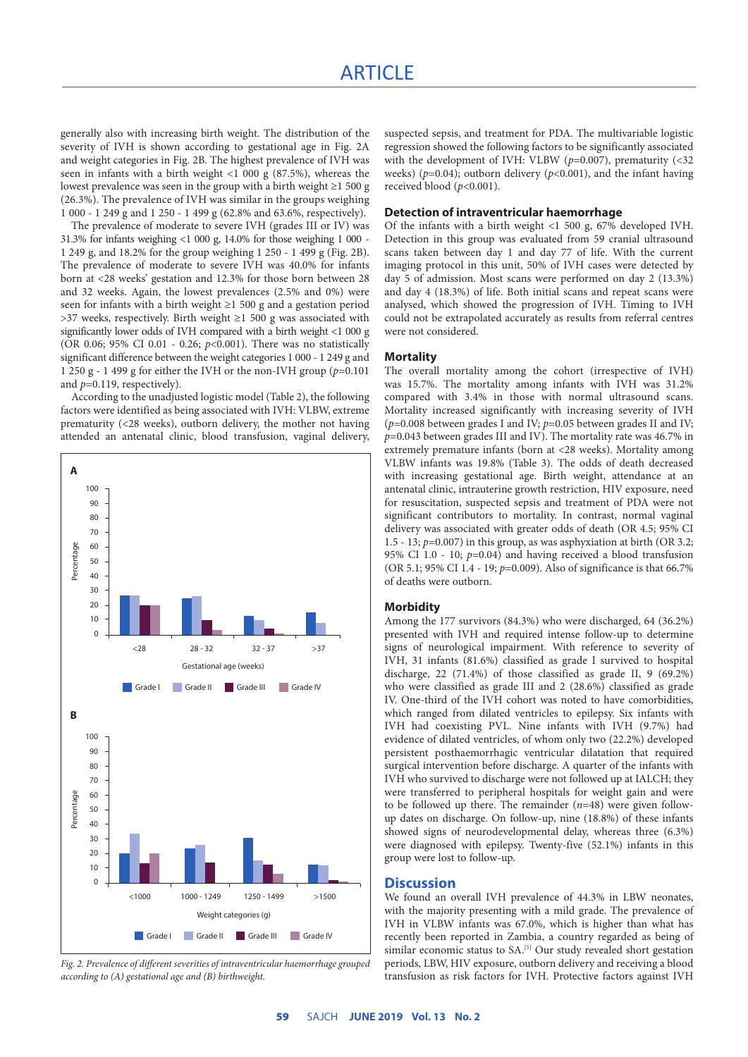generally also with increasing birth weight. The distribution of the severity of IVH is shown according to gestational age in Fig. 2A and weight categories in Fig. 2B. The highest prevalence of IVH was seen in infants with a birth weight <1 000 g (87.5%), whereas the lowest prevalence was seen in the group with a birth weight ≥1 500 g (26.3%). The prevalence of IVH was similar in the groups weighing 1 000 - 1 249 g and 1 250 - 1 499 g (62.8% and 63.6%, respectively).

The prevalence of moderate to severe IVH (grades III or IV) was 31.3% for infants weighing <1 000 g, 14.0% for those weighing 1 000 - 1 249 g, and 18.2% for the group weighing 1 250 - 1 499 g (Fig. 2B). The prevalence of moderate to severe IVH was 40.0% for infants born at <28 weeks' gestation and 12.3% for those born between 28 and 32 weeks. Again, the lowest prevalences (2.5% and 0%) were seen for infants with a birth weight ≥1 500 g and a gestation period >37 weeks, respectively. Birth weight ≥1 500 g was associated with significantly lower odds of IVH compared with a birth weight <1 000 g (OR 0.06; 95% CI 0.01 - 0.26; $p<0.001$). There was no statistically significant difference between the weight categories 1 000 - 1 249 g and 1 250 g - 1 499 g for either the IVH or the non-IVH group ($p=0.101$ and $p=0.119$, respectively).

According to the unadjusted logistic model (Table 2), the following factors were identified as being associated with IVH: VLBW, extreme prematurity (<28 weeks), outborn delivery, the mother not having attended an antenatal clinic, blood transfusion, vaginal delivery, suspected sepsis, and treatment for PDA. The multivariable logistic regression showed the following factors to be significantly associated with the development of IVH: VLBW ($p=0.007$), prematurity (<32 weeks) ($p=0.04$); outborn delivery ($p<0.001$), and the infant having received blood ($p<0.001$).

*Fig. 2. Prevalence of different severities of intraventricular haemorrhage grouped according to (A) gestational age and (B) birthweight.*

### Detection of intraventricular haemorrhage

Of the infants with a birth weight <1 500 g, 67% developed IVH. Detection in this group was evaluated from 59 cranial ultrasound scans taken between day 1 and day 77 of life. With the current imaging protocol in this unit, 50% of IVH cases were detected by day 5 of admission. Most scans were performed on day 2 (13.3%) and day 4 (18.3%) of life. Both initial scans and repeat scans were analysed, which showed the progression of IVH. Timing to IVH could not be extrapolated accurately as results from referral centres were not considered.

### Mortality

The overall mortality among the cohort (irrespective of IVH) was 15.7%. The mortality among infants with IVH was 31.2% compared with 3.4% in those with normal ultrasound scans. Mortality increased significantly with increasing severity of IVH ($p=0.008$ between grades I and IV; $p=0.05$ between grades II and IV; $p=0.043$ between grades III and IV). The mortality rate was 46.7% in extremely premature infants (born at <28 weeks). Mortality among VLBW infants was 19.8% (Table 3). The odds of death decreased with increasing gestational age. Birth weight, attendance at an antenatal clinic, intrauterine growth restriction, HIV exposure, need for resuscitation, suspected sepsis and treatment of PDA were not significant contributors to mortality. In contrast, normal vaginal delivery was associated with greater odds of death (OR 4.5; 95% CI 1.5 - 13; $p=0.007$) in this group, as was asphyxiation at birth (OR 3.2; 95% CI 1.0 - 10; $p=0.04$) and having received a blood transfusion (OR 5.1; 95% CI 1.4 - 19; $p=0.009$). Also of significance is that 66.7% of deaths were outborn.

### Morbidity

Among the 177 survivors (84.3%) who were discharged, 64 (36.2%) presented with IVH and required intense follow-up to determine signs of neurological impairment. With reference to severity of IVH, 31 infants (81.6%) classified as grade I survived to hospital discharge, 22 (71.4%) of those classified as grade II, 9 (69.2%) who were classified as grade III and 2 (28.6%) classified as grade IV. One-third of the IVH cohort was noted to have comorbidities, which ranged from dilated ventricles to epilepsy. Six infants with IVH had coexisting PVL. Nine infants with IVH (9.7%) had evidence of dilated ventricles, of whom only two (22.2%) developed persistent posthaemorrhagic ventricular dilatation that required surgical intervention before discharge. A quarter of the infants with IVH who survived to discharge were not followed up at IALCH; they were transferred to peripheral hospitals for weight gain and were to be followed up there. The remainder ($n=48$) were given follow-up dates on discharge. On follow-up, nine (18.8%) of these infants showed signs of neurodevelopmental delay, whereas three (6.3%) were diagnosed with epilepsy. Twenty-five (52.1%) infants in this group were lost to follow-up.

## Discussion

We found an overall IVH prevalence of 44.3% in LBW neonates, with the majority presenting with a mild grade. The prevalence of IVH in VLBW infants was 67.0%, which is higher than what has recently been reported in Zambia, a country regarded as being of similar economic status to SA.[5] Our study revealed short gestation periods, LBW, HIV exposure, outborn delivery and receiving a blood transfusion as risk factors for IVH. Protective factors against IVH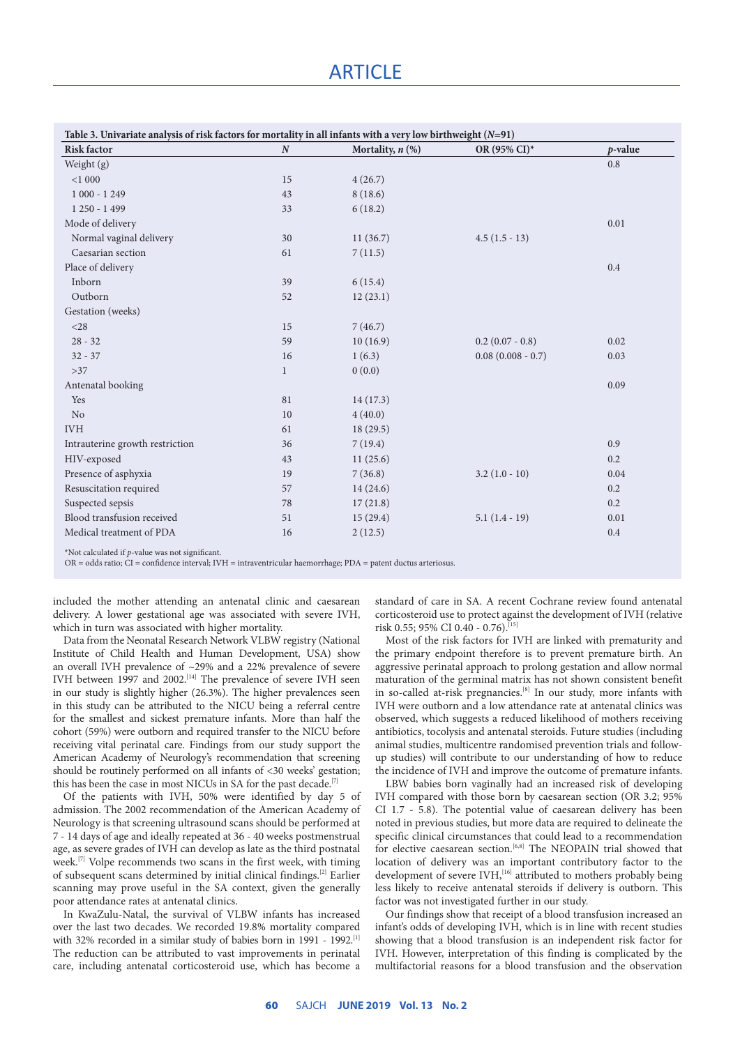**Table 3. Univariate analysis of risk factors for mortality in all infants with a very low birthweight ($N$=91)**

| Risk factor | $N$ | Mortality, $n$ (%) | OR (95% CI)* | $p$-value |
|---|---|---|---|---|
| Weight (g) | | | | 0.8 |
| <1 000 | 15 | 4 (26.7) | | |
| 1 000 - 1 249 | 43 | 8 (18.6) | | |
| 1 250 - 1 499 | 33 | 6 (18.2) | | |
| Mode of delivery | | | | 0.01 |
| Normal vaginal delivery | 30 | 11 (36.7) | 4.5 (1.5 - 13) | |
| Caesarian section | 61 | 7 (11.5) | | |
| Place of delivery | | | | 0.4 |
| Inborn | 39 | 6 (15.4) | | |
| Outborn | 52 | 12 (23.1) | | |
| Gestation (weeks) | | | | |
| <28 | 15 | 7 (46.7) | | |
| 28 - 32 | 59 | 10 (16.9) | 0.2 (0.07 - 0.8) | 0.02 |
| 32 - 37 | 16 | 1 (6.3) | 0.08 (0.008 - 0.7) | 0.03 |
| >37 | 1 | 0 (0.0) | | |
| Antenatal booking | | | | 0.09 |
| Yes | 81 | 14 (17.3) | | |
| No | 10 | 4 (40.0) | | |
| IVH | 61 | 18 (29.5) | | |
| Intrauterine growth restriction | 36 | 7 (19.4) | | 0.9 |
| HIV-exposed | 43 | 11 (25.6) | | 0.2 |
| Presence of asphyxia | 19 | 7 (36.8) | 3.2 (1.0 - 10) | 0.04 |
| Resuscitation required | 57 | 14 (24.6) | | 0.2 |
| Suspected sepsis | 78 | 17 (21.8) | | 0.2 |
| Blood transfusion received | 51 | 15 (29.4) | 5.1 (1.4 - 19) | 0.01 |
| Medical treatment of PDA | 16 | 2 (12.5) | | 0.4 |

*Not calculated if $p$-value was not significant.
OR = odds ratio; CI = confidence interval; IVH = intraventricular haemorrhage; PDA = patent ductus arteriosus.

included the mother attending an antenatal clinic and caesarean delivery. A lower gestational age was associated with severe IVH, which in turn was associated with higher mortality.

Data from the Neonatal Research Network VLBW registry (National Institute of Child Health and Human Development, USA) show an overall IVH prevalence of ~29% and a 22% prevalence of severe IVH between 1997 and 2002.[14] The prevalence of severe IVH seen in our study is slightly higher (26.3%). The higher prevalences seen in this study can be attributed to the NICU being a referral centre for the smallest and sickest premature infants. More than half the cohort (59%) were outborn and required transfer to the NICU before receiving vital perinatal care. Findings from our study support the American Academy of Neurology's recommendation that screening should be routinely performed on all infants of <30 weeks' gestation; this has been the case in most NICUs in SA for the past decade.[7]

Of the patients with IVH, 50% were identified by day 5 of admission. The 2002 recommendation of the American Academy of Neurology is that screening ultrasound scans should be performed at 7 - 14 days of age and ideally repeated at 36 - 40 weeks postmenstrual age, as severe grades of IVH can develop as late as the third postnatal week.[7] Volpe recommends two scans in the first week, with timing of subsequent scans determined by initial clinical findings.[2] Earlier scanning may prove useful in the SA context, given the generally poor attendance rates at antenatal clinics.

In KwaZulu-Natal, the survival of VLBW infants has increased over the last two decades. We recorded 19.8% mortality compared with 32% recorded in a similar study of babies born in 1991 - 1992.[1] The reduction can be attributed to vast improvements in perinatal care, including antenatal corticosteroid use, which has become a standard of care in SA. A recent Cochrane review found antenatal corticosteroid use to protect against the development of IVH (relative risk 0.55; 95% CI 0.40 - 0.76).[15]

Most of the risk factors for IVH are linked with prematurity and the primary endpoint therefore is to prevent premature birth. An aggressive perinatal approach to prolong gestation and allow normal maturation of the germinal matrix has not shown consistent benefit in so-called at-risk pregnancies.[8] In our study, more infants with IVH were outborn and a low attendance rate at antenatal clinics was observed, which suggests a reduced likelihood of mothers receiving antibiotics, tocolysis and antenatal steroids. Future studies (including animal studies, multicentre randomised prevention trials and follow-up studies) will contribute to our understanding of how to reduce the incidence of IVH and improve the outcome of premature infants.

LBW babies born vaginally had an increased risk of developing IVH compared with those born by caesarean section (OR 3.2; 95% CI 1.7 - 5.8). The potential value of caesarean delivery has been noted in previous studies, but more data are required to delineate the specific clinical circumstances that could lead to a recommendation for elective caesarean section.[6,8] The NEOPAIN trial showed that location of delivery was an important contributory factor to the development of severe IVH,[16] attributed to mothers probably being less likely to receive antenatal steroids if delivery is outborn. This factor was not investigated further in our study.

Our findings show that receipt of a blood transfusion increased an infant's odds of developing IVH, which is in line with recent studies showing that a blood transfusion is an independent risk factor for IVH. However, interpretation of this finding is complicated by the multifactorial reasons for a blood transfusion and the observation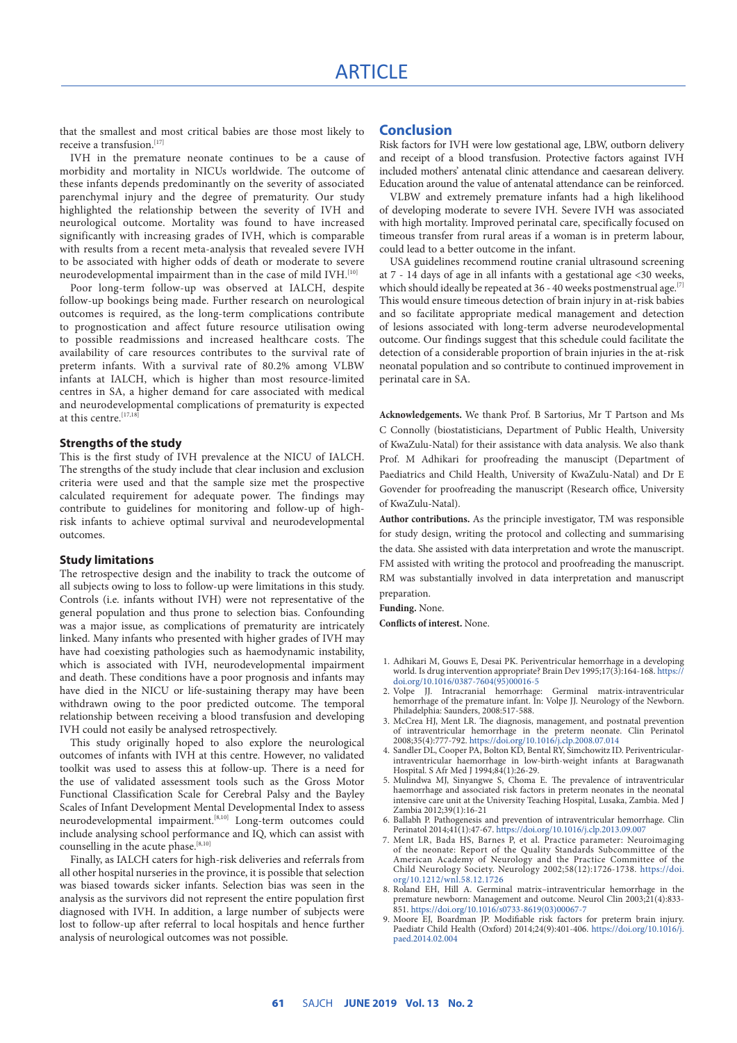that the smallest and most critical babies are those most likely to receive a transfusion.[17]

IVH in the premature neonate continues to be a cause of morbidity and mortality in NICUs worldwide. The outcome of these infants depends predominantly on the severity of associated parenchymal injury and the degree of prematurity. Our study highlighted the relationship between the severity of IVH and neurological outcome. Mortality was found to have increased significantly with increasing grades of IVH, which is comparable with results from a recent meta-analysis that revealed severe IVH to be associated with higher odds of death or moderate to severe neurodevelopmental impairment than in the case of mild IVH.[10]

Poor long-term follow-up was observed at IALCH, despite follow-up bookings being made. Further research on neurological outcomes is required, as the long-term complications contribute to prognostication and affect future resource utilisation owing to possible readmissions and increased healthcare costs. The availability of care resources contributes to the survival rate of preterm infants. With a survival rate of 80.2% among VLBW infants at IALCH, which is higher than most resource-limited centres in SA, a higher demand for care associated with medical and neurodevelopmental complications of prematurity is expected at this centre.[17,18]

### Strengths of the study

This is the first study of IVH prevalence at the NICU of IALCH. The strengths of the study include that clear inclusion and exclusion criteria were used and that the sample size met the prospective calculated requirement for adequate power. The findings may contribute to guidelines for monitoring and follow-up of high-risk infants to achieve optimal survival and neurodevelopmental outcomes.

### Study limitations

The retrospective design and the inability to track the outcome of all subjects owing to loss to follow-up were limitations in this study. Controls (i.e. infants without IVH) were not representative of the general population and thus prone to selection bias. Confounding was a major issue, as complications of prematurity are intricately linked. Many infants who presented with higher grades of IVH may have had coexisting pathologies such as haemodynamic instability, which is associated with IVH, neurodevelopmental impairment and death. These conditions have a poor prognosis and infants may have died in the NICU or life-sustaining therapy may have been withdrawn owing to the poor predicted outcome. The temporal relationship between receiving a blood transfusion and developing IVH could not easily be analysed retrospectively.

This study originally hoped to also explore the neurological outcomes of infants with IVH at this centre. However, no validated toolkit was used to assess this at follow-up. There is a need for the use of validated assessment tools such as the Gross Motor Functional Classification Scale for Cerebral Palsy and the Bayley Scales of Infant Development Mental Developmental Index to assess neurodevelopmental impairment.[8,10] Long-term outcomes could include analysing school performance and IQ, which can assist with counselling in the acute phase.[8,10]

Finally, as IALCH caters for high-risk deliveries and referrals from all other hospital nurseries in the province, it is possible that selection was biased towards sicker infants. Selection bias was seen in the analysis as the survivors did not represent the entire population first diagnosed with IVH. In addition, a large number of subjects were lost to follow-up after referral to local hospitals and hence further analysis of neurological outcomes was not possible.

## Conclusion

Risk factors for IVH were low gestational age, LBW, outborn delivery and receipt of a blood transfusion. Protective factors against IVH included mothers' antenatal clinic attendance and caesarean delivery. Education around the value of antenatal attendance can be reinforced.

VLBW and extremely premature infants had a high likelihood of developing moderate to severe IVH. Severe IVH was associated with high mortality. Improved perinatal care, specifically focused on timeous transfer from rural areas if a woman is in preterm labour, could lead to a better outcome in the infant.

USA guidelines recommend routine cranial ultrasound screening at 7 - 14 days of age in all infants with a gestational age <30 weeks, which should ideally be repeated at 36 - 40 weeks postmenstrual age.[7] This would ensure timeous detection of brain injury in at-risk babies and so facilitate appropriate medical management and detection of lesions associated with long-term adverse neurodevelopmental outcome. Our findings suggest that this schedule could facilitate the detection of a considerable proportion of brain injuries in the at-risk neonatal population and so contribute to continued improvement in perinatal care in SA.

**Acknowledgements.** We thank Prof. B Sartorius, Mr T Partson and Ms C Connolly (biostatisticians, Department of Public Health, University of KwaZulu-Natal) for their assistance with data analysis. We also thank Prof. M Adhikari for proofreading the manuscipt (Department of Paediatrics and Child Health, University of KwaZulu-Natal) and Dr E Govender for proofreading the manuscript (Research office, University of KwaZulu-Natal).

**Author contributions.** As the principle investigator, TM was responsible for study design, writing the protocol and collecting and summarising the data. She assisted with data interpretation and wrote the manuscript. FM assisted with writing the protocol and proofreading the manuscript. RM was substantially involved in data interpretation and manuscript preparation.

**Funding.** None.

**Conflicts of interest.** None.

1. Adhikari M, Gouws E, Desai PK. Periventricular hemorrhage in a developing world. Is drug intervention appropriate? Brain Dev 1995;17(3):164-168. https://doi.org/10.1016/0387-7604(95)00016-5
2. Volpe JJ. Intracranial hemorrhage: Germinal matrix-intraventricular hemorrhage of the premature infant. In: Volpe JJ. Neurology of the Newborn. Philadelphia: Saunders, 2008:517-588.
3. McCrea HJ, Ment LR. The diagnosis, management, and postnatal prevention of intraventricular hemorrhage in the preterm neonate. Clin Perinatol 2008;35(4):777-792. https://doi.org/10.1016/j.clp.2008.07.014
4. Sandler DL, Cooper PA, Bolton KD, Bental RY, Simchowitz ID. Periventricular-intraventricular haemorrhage in low-birth-weight infants at Baragwanath Hospital. S Afr Med J 1994;84(1):26-29.
5. Mulindwa MJ, Sinyangwe S, Choma E. The prevalence of intraventricular haemorrhage and associated risk factors in preterm neonates in the neonatal intensive care unit at the University Teaching Hospital, Lusaka, Zambia. Med J Zambia 2012;39(1):16-21
6. Ballabh P. Pathogenesis and prevention of intraventricular hemorrhage. Clin Perinatol 2014;41(1):47-67. https://doi.org/10.1016/j.clp.2013.09.007
7. Ment LR, Bada HS, Barnes P, et al. Practice parameter: Neuroimaging of the neonate: Report of the Quality Standards Subcommittee of the American Academy of Neurology and the Practice Committee of the Child Neurology Society. Neurology 2002;58(12):1726-1738. https://doi.org/10.1212/wnl.58.12.1726
8. Roland EH, Hill A. Germinal matrix–intraventricular hemorrhage in the premature newborn: Management and outcome. Neurol Clin 2003;21(4):833-851. https://doi.org/10.1016/s0733-8619(03)00067-7
9. Moore EJ, Boardman JP. Modifiable risk factors for preterm brain injury. Paediatr Child Health (Oxford) 2014;24(9):401-406. https://doi.org/10.1016/j.paed.2014.02.004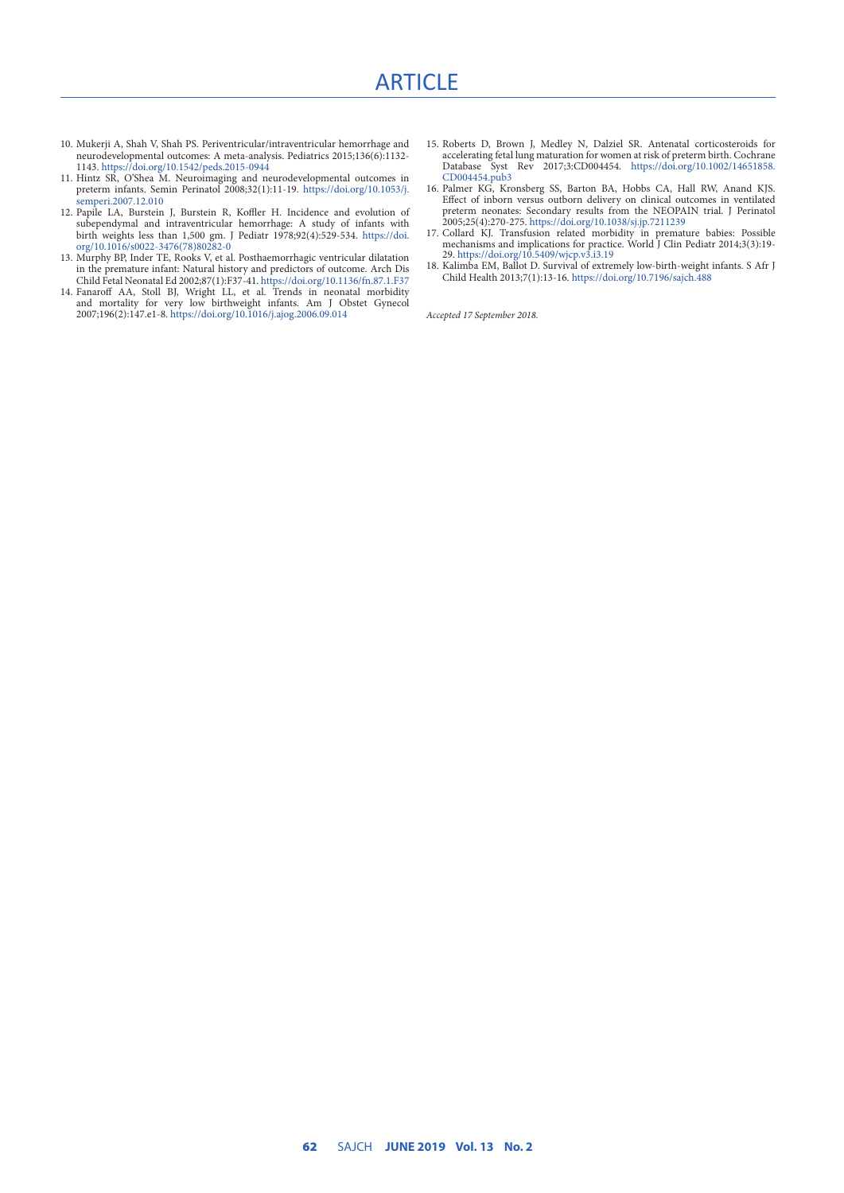10. Mukerji A, Shah V, Shah PS. Periventricular/intraventricular hemorrhage and neurodevelopmental outcomes: A meta-analysis. Pediatrics 2015;136(6):1132-1143. https://doi.org/10.1542/peds.2015-0944
11. Hintz SR, O'Shea M. Neuroimaging and neurodevelopmental outcomes in preterm infants. Semin Perinatol 2008;32(1):11-19. https://doi.org/10.1053/j.semperi.2007.12.010
12. Papile LA, Burstein J, Burstein R, Koffler H. Incidence and evolution of subependymal and intraventricular hemorrhage: A study of infants with birth weights less than 1,500 gm. J Pediatr 1978;92(4):529-534. https://doi.org/10.1016/s0022-3476(78)80282-0
13. Murphy BP, Inder TE, Rooks V, et al. Posthaemorrhagic ventricular dilatation in the premature infant: Natural history and predictors of outcome. Arch Dis Child Fetal Neonatal Ed 2002;87(1):F37-41. https://doi.org/10.1136/fn.87.1.F37
14. Fanaroff AA, Stoll BJ, Wright LL, et al. Trends in neonatal morbidity and mortality for very low birthweight infants. Am J Obstet Gynecol 2007;196(2):147.e1-8. https://doi.org/10.1016/j.ajog.2006.09.014
15. Roberts D, Brown J, Medley N, Dalziel SR. Antenatal corticosteroids for accelerating fetal lung maturation for women at risk of preterm birth. Cochrane Database Syst Rev 2017;3:CD004454. https://doi.org/10.1002/14651858.CD004454.pub3
16. Palmer KG, Kronsberg SS, Barton BA, Hobbs CA, Hall RW, Anand KJS. Effect of inborn versus outborn delivery on clinical outcomes in ventilated preterm neonates: Secondary results from the NEOPAIN trial. J Perinatol 2005;25(4):270-275. https://doi.org/10.1038/sj.jp.7211239
17. Collard KJ. Transfusion related morbidity in premature babies: Possible mechanisms and implications for practice. World J Clin Pediatr 2014;3(3):19-29. https://doi.org/10.5409/wjcp.v3.i3.19
18. Kalimba EM, Ballot D. Survival of extremely low-birth-weight infants. S Afr J Child Health 2013;7(1):13-16. https://doi.org/10.7196/sajch.488

*Accepted 17 September 2018.*